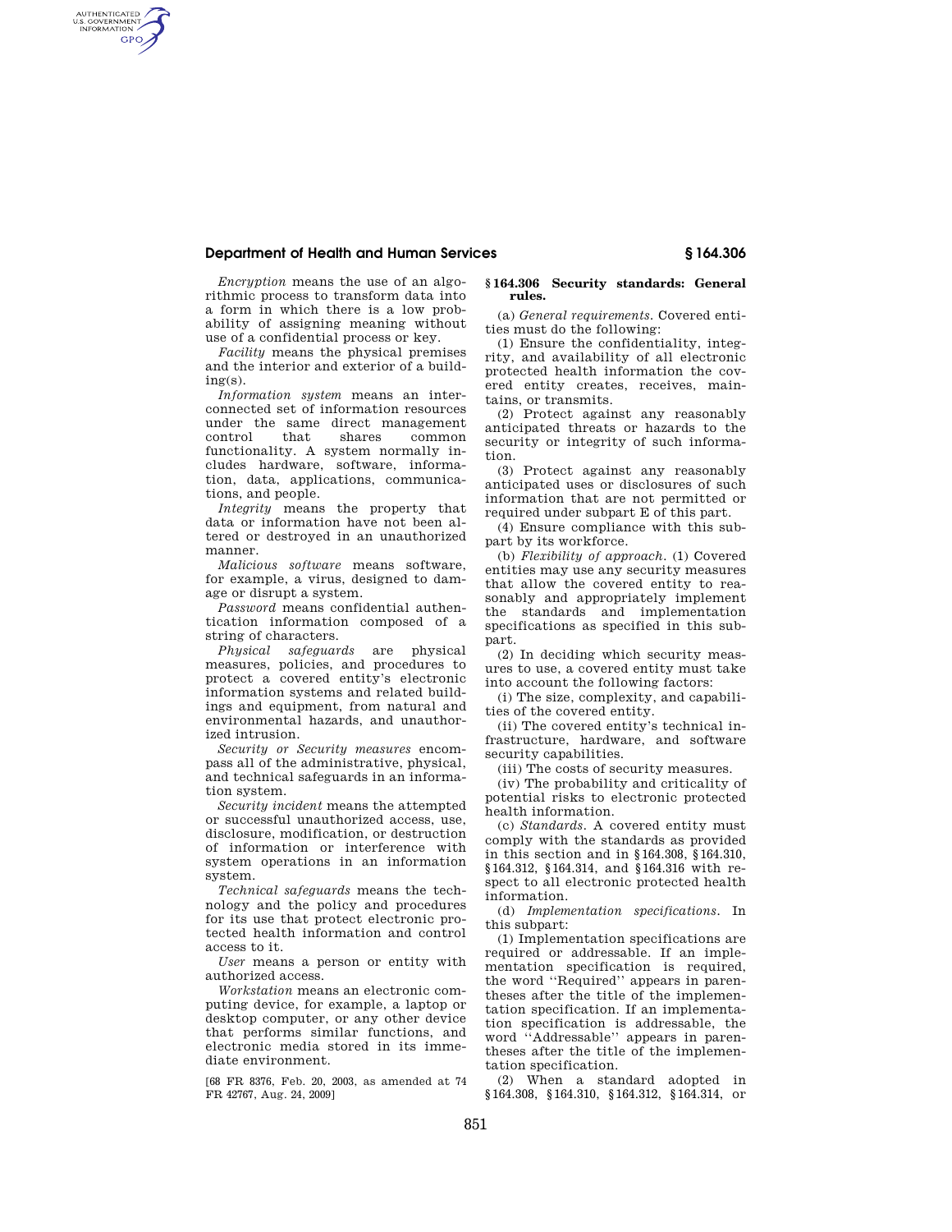*Encryption* means the use of an algorithmic process to transform data into a form in which there is a low probability of assigning meaning without use of a confidential process or key.

*Facility* means the physical premises and the interior and exterior of a building(s).

*Information system* means an interconnected set of information resources under the same direct management control that shares common functionality. A system normally includes hardware, software, information, data, applications, communications, and people.

*Integrity* means the property that data or information have not been altered or destroyed in an unauthorized manner.

*Malicious software* means software, for example, a virus, designed to damage or disrupt a system.

*Password* means confidential authentication information composed of a string of characters.

*Physical safeguards* are physical measures, policies, and procedures to protect a covered entity's electronic information systems and related buildings and equipment, from natural and environmental hazards, and unauthorized intrusion.

*Security or Security measures* encompass all of the administrative, physical, and technical safeguards in an information system.

*Security incident* means the attempted or successful unauthorized access, use, disclosure, modification, or destruction of information or interference with system operations in an information system.

*Technical safeguards* means the technology and the policy and procedures for its use that protect electronic protected health information and control access to it.

*User* means a person or entity with authorized access.

*Workstation* means an electronic computing device, for example, a laptop or desktop computer, or any other device that performs similar functions, and electronic media stored in its immediate environment.

[68 FR 8376, Feb. 20, 2003, as amended at 74 FR 42767, Aug. 24, 2009]

## § 164.306 Security standards: General rules.

(a) *General requirements.* Covered entities must do the following:

(1) Ensure the confidentiality, integrity, and availability of all electronic protected health information the covered entity creates, receives, maintains, or transmits.

(2) Protect against any reasonably anticipated threats or hazards to the security or integrity of such information.

(3) Protect against any reasonably anticipated uses or disclosures of such information that are not permitted or required under subpart E of this part.

(4) Ensure compliance with this subpart by its workforce.

(b) *Flexibility of approach.* (1) Covered entities may use any security measures that allow the covered entity to reasonably and appropriately implement the standards and implementation specifications as specified in this subpart.

(2) In deciding which security measures to use, a covered entity must take into account the following factors:

(i) The size, complexity, and capabilities of the covered entity.

(ii) The covered entity's technical infrastructure, hardware, and software security capabilities.

(iii) The costs of security measures.

(iv) The probability and criticality of potential risks to electronic protected health information.

(c) *Standards.* A covered entity must comply with the standards as provided in this section and in § 164.308, § 164.310, § 164.312, § 164.314, and § 164.316 with respect to all electronic protected health information.

(d) *Implementation specifications.* In this subpart:

(1) Implementation specifications are required or addressable. If an implementation specification is required, the word ''Required'' appears in parentheses after the title of the implementation specification. If an implementation specification is addressable, the word ''Addressable'' appears in parentheses after the title of the implementation specification.

(2) When a standard adopted in § 164.308, § 164.310, § 164.312, § 164.314, or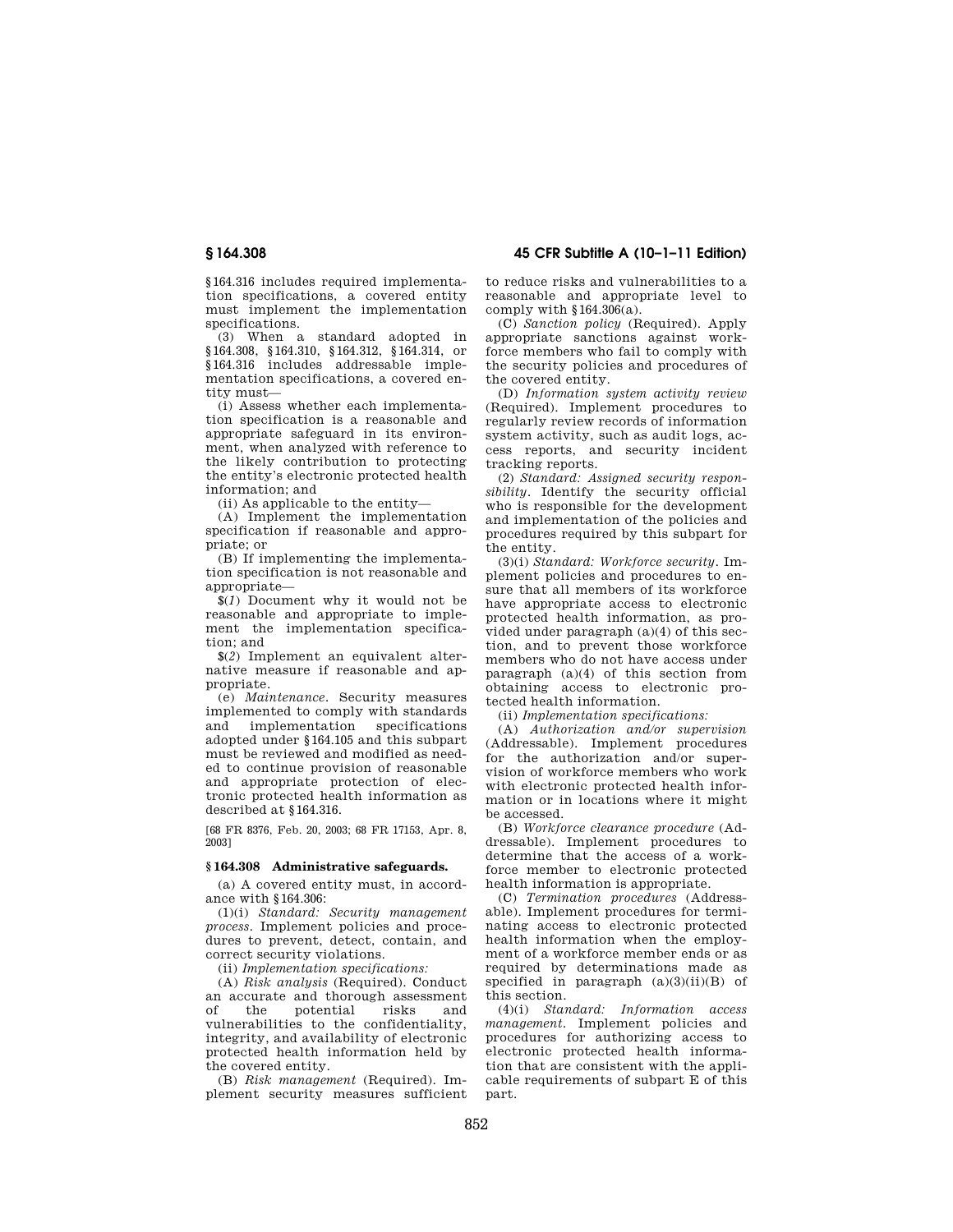§164.316 includes required implementation specifications, a covered entity must implement the implementation specifications.

(3) When a standard adopted in §164.308, §164.310, §164.312, §164.314, or §164.316 includes addressable implementation specifications, a covered entity must—

(i) Assess whether each implementation specification is a reasonable and appropriate safeguard in its environment, when analyzed with reference to the likely contribution to protecting the entity's electronic protected health information; and

(ii) As applicable to the entity—

(A) Implement the implementation specification if reasonable and appropriate; or

(B) If implementing the implementation specification is not reasonable and appropriate—

$(*1*) Document why it would not be reasonable and appropriate to implement the implementation specification; and

$(*2*) Implement an equivalent alternative measure if reasonable and appropriate.

(e) *Maintenance*. Security measures implemented to comply with standards and implementation specifications adopted under §164.105 and this subpart must be reviewed and modified as needed to continue provision of reasonable and appropriate protection of electronic protected health information as described at §164.316.

[68 FR 8376, Feb. 20, 2003; 68 FR 17153, Apr. 8, 2003]

### §164.308 Administrative safeguards.

(a) A covered entity must, in accordance with §164.306:

(1)(i) *Standard: Security management process*. Implement policies and procedures to prevent, detect, contain, and correct security violations.

(ii) *Implementation specifications:*

(A) *Risk analysis* (Required). Conduct an accurate and thorough assessment of the potential risks and vulnerabilities to the confidentiality, integrity, and availability of electronic protected health information held by the covered entity.

(B) *Risk management* (Required). Implement security measures sufficient to reduce risks and vulnerabilities to a reasonable and appropriate level to comply with §164.306(a).

(C) *Sanction policy* (Required). Apply appropriate sanctions against workforce members who fail to comply with the security policies and procedures of the covered entity.

(D) *Information system activity review* (Required). Implement procedures to regularly review records of information system activity, such as audit logs, access reports, and security incident tracking reports.

(2) *Standard: Assigned security responsibility*. Identify the security official who is responsible for the development and implementation of the policies and procedures required by this subpart for the entity.

(3)(i) *Standard: Workforce security*. Implement policies and procedures to ensure that all members of its workforce have appropriate access to electronic protected health information, as provided under paragraph (a)(4) of this section, and to prevent those workforce members who do not have access under paragraph (a)(4) of this section from obtaining access to electronic protected health information.

(ii) *Implementation specifications:*

(A) *Authorization and/or supervision* (Addressable). Implement procedures for the authorization and/or supervision of workforce members who work with electronic protected health information or in locations where it might be accessed.

(B) *Workforce clearance procedure* (Addressable). Implement procedures to determine that the access of a workforce member to electronic protected health information is appropriate.

(C) *Termination procedures* (Addressable). Implement procedures for terminating access to electronic protected health information when the employment of a workforce member ends or as required by determinations made as specified in paragraph (a)(3)(ii)(B) of this section.

(4)(i) *Standard: Information access management*. Implement policies and procedures for authorizing access to electronic protected health information that are consistent with the applicable requirements of subpart E of this part.